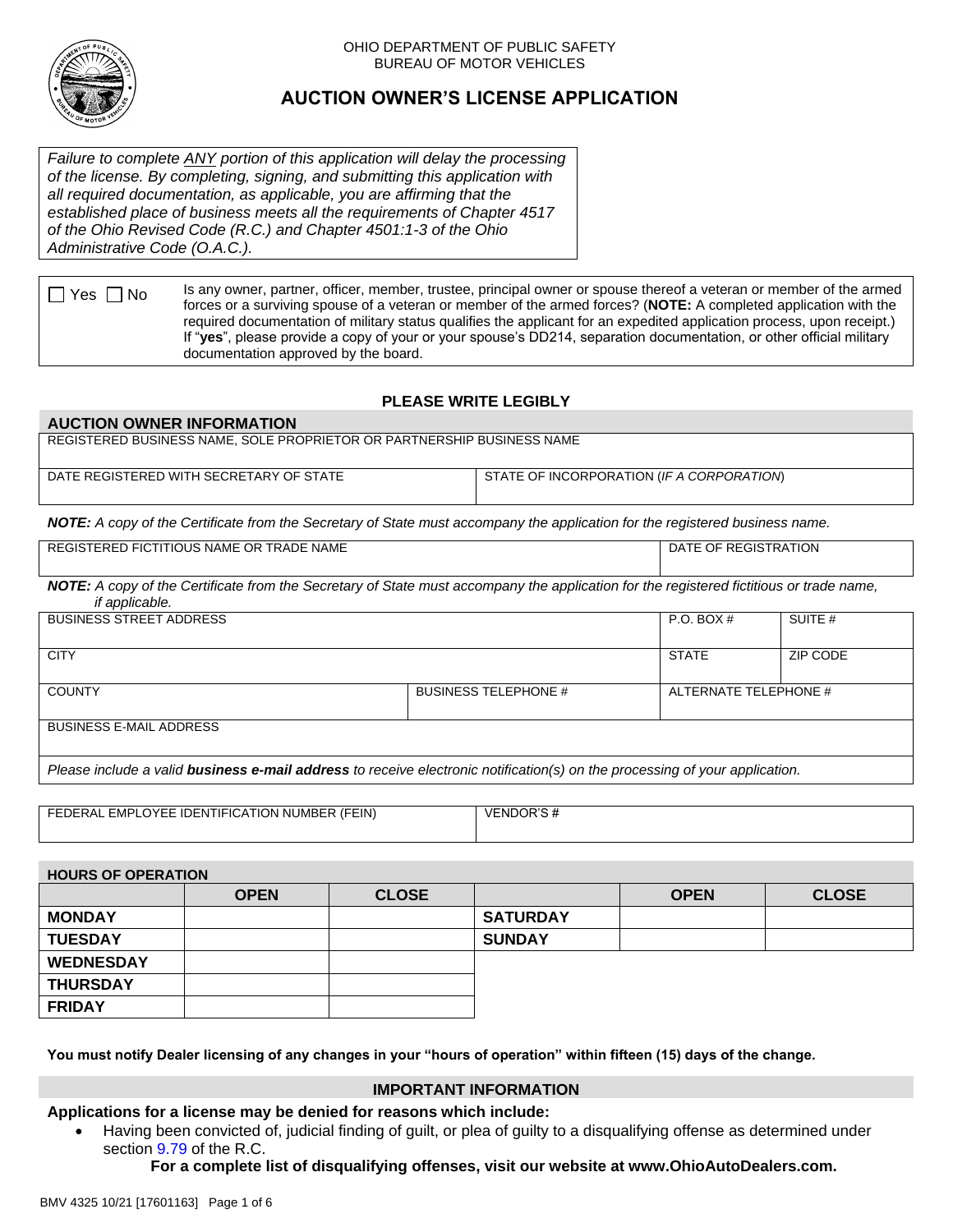OHIO DEPARTMENT OF PUBLIC SAFETY
BUREAU OF MOTOR VEHICLES

# AUCTION OWNER'S LICENSE APPLICATION

*Failure to complete ANY portion of this application will delay the processing of the license. By completing, signing, and submitting this application with all required documentation, as applicable, you are affirming that the established place of business meets all the requirements of Chapter 4517 of the Ohio Revised Code (R.C.) and Chapter 4501:1-3 of the Ohio Administrative Code (O.A.C.).*

| ☐ Yes ☐ No | Is any owner, partner, officer, member, trustee, principal owner or spouse thereof a veteran or member of the armed forces or a surviving spouse of a veteran or member of the armed forces? (**NOTE:** A completed application with the required documentation of military status qualifies the applicant for an expedited application process, upon receipt.) If "**yes**", please provide a copy of your or your spouse's DD214, separation documentation, or other official military documentation approved by the board. |
|---|---|

**PLEASE WRITE LEGIBLY**

## AUCTION OWNER INFORMATION

| REGISTERED BUSINESS NAME, SOLE PROPRIETOR OR PARTNERSHIP BUSINESS NAME | |
|---|---|
| DATE REGISTERED WITH SECRETARY OF STATE | STATE OF INCORPORATION (*IF A CORPORATION*) |

***NOTE:*** *A copy of the Certificate from the Secretary of State must accompany the application for the registered business name.*

| REGISTERED FICTITIOUS NAME OR TRADE NAME | DATE OF REGISTRATION |
|---|---|
| | |

***NOTE:*** *A copy of the Certificate from the Secretary of State must accompany the application for the registered fictitious or trade name, if applicable.*

| BUSINESS STREET ADDRESS | | P.O. BOX # | SUITE # |
|---|---|---|---|
| CITY | | STATE | ZIP CODE |
| COUNTY | BUSINESS TELEPHONE # | ALTERNATE TELEPHONE # | |
| BUSINESS E-MAIL ADDRESS | | | |

*Please include a valid **business e-mail address** to receive electronic notification(s) on the processing of your application.*

| FEDERAL EMPLOYEE IDENTIFICATION NUMBER (FEIN) | VENDOR'S # |
|---|---|
| | |

## HOURS OF OPERATION

| | OPEN | CLOSE | | OPEN | CLOSE |
|---|---|---|---|---|---|
| **MONDAY** | | | **SATURDAY** | | |
| **TUESDAY** | | | **SUNDAY** | | |
| **WEDNESDAY** | | | | | |
| **THURSDAY** | | | | | |
| **FRIDAY** | | | | | |

**You must notify Dealer licensing of any changes in your "hours of operation" within fifteen (15) days of the change.**

## IMPORTANT INFORMATION

**Applications for a license may be denied for reasons which include:**

- Having been convicted of, judicial finding of guilt, or plea of guilty to a disqualifying offense as determined under section 9.79 of the R.C.

**For a complete list of disqualifying offenses, visit our website at www.OhioAutoDealers.com.**

BMV 4325 10/21 [17601163]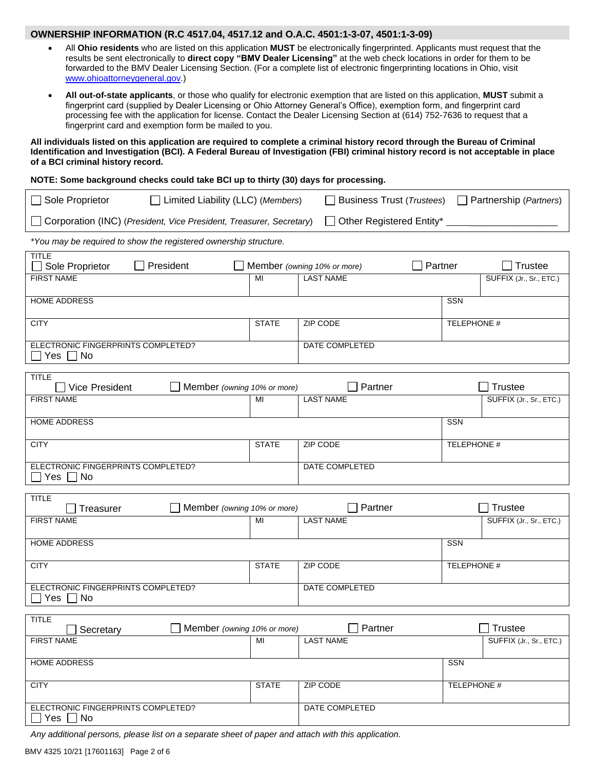## OWNERSHIP INFORMATION (R.C 4517.04, 4517.12 and O.A.C. 4501:1-3-07, 4501:1-3-09)

- All **Ohio residents** who are listed on this application **MUST** be electronically fingerprinted. Applicants must request that the results be sent electronically to **direct copy "BMV Dealer Licensing"** at the web check locations in order for them to be forwarded to the BMV Dealer Licensing Section. (For a complete list of electronic fingerprinting locations in Ohio, visit www.ohioattorneygeneral.gov.)
- **All out-of-state applicants**, or those who qualify for electronic exemption that are listed on this application, **MUST** submit a fingerprint card (supplied by Dealer Licensing or Ohio Attorney General's Office), exemption form, and fingerprint card processing fee with the application for license. Contact the Dealer Licensing Section at (614) 752-7636 to request that a fingerprint card and exemption form be mailed to you.

**All individuals listed on this application are required to complete a criminal history record through the Bureau of Criminal Identification and Investigation (BCI). A Federal Bureau of Investigation (FBI) criminal history record is not acceptable in place of a BCI criminal history record.**

**NOTE: Some background checks could take BCI up to thirty (30) days for processing.**

☐ Sole Proprietor ☐ Limited Liability (LLC) (*Members*) ☐ Business Trust (*Trustees*) ☐ Partnership (*Partners*)

☐ Corporation (INC) (*President, Vice President, Treasurer, Secretary*) ☐ Other Registered Entity* ____________________

*\*You may be required to show the registered ownership structure.*

| TITLE ☐ Sole Proprietor ☐ President ☐ Member (*owning 10% or more*) ☐ Partner ☐ Trustee | | | |
|---|---|---|---|
| FIRST NAME | MI | LAST NAME | SUFFIX (Jr., Sr., ETC.) |
| HOME ADDRESS | | | SSN |
| CITY | STATE | ZIP CODE | TELEPHONE # |
| ELECTRONIC FINGERPRINTS COMPLETED? ☐ Yes ☐ No | | DATE COMPLETED | |

| TITLE ☐ Vice President ☐ Member (*owning 10% or more*) ☐ Partner ☐ Trustee | | | |
|---|---|---|---|
| FIRST NAME | MI | LAST NAME | SUFFIX (Jr., Sr., ETC.) |
| HOME ADDRESS | | | SSN |
| CITY | STATE | ZIP CODE | TELEPHONE # |
| ELECTRONIC FINGERPRINTS COMPLETED? ☐ Yes ☐ No | | DATE COMPLETED | |

| TITLE ☐ Treasurer ☐ Member (*owning 10% or more*) ☐ Partner ☐ Trustee | | | |
|---|---|---|---|
| FIRST NAME | MI | LAST NAME | SUFFIX (Jr., Sr., ETC.) |
| HOME ADDRESS | | | SSN |
| CITY | STATE | ZIP CODE | TELEPHONE # |
| ELECTRONIC FINGERPRINTS COMPLETED? ☐ Yes ☐ No | | DATE COMPLETED | |

| TITLE ☐ Secretary ☐ Member (*owning 10% or more*) ☐ Partner ☐ Trustee | | | |
|---|---|---|---|
| FIRST NAME | MI | LAST NAME | SUFFIX (Jr., Sr., ETC.) |
| HOME ADDRESS | | | SSN |
| CITY | STATE | ZIP CODE | TELEPHONE # |
| ELECTRONIC FINGERPRINTS COMPLETED? ☐ Yes ☐ No | | DATE COMPLETED | |

*Any additional persons, please list on a separate sheet of paper and attach with this application.*

BMV 4325 10/21 [17601163]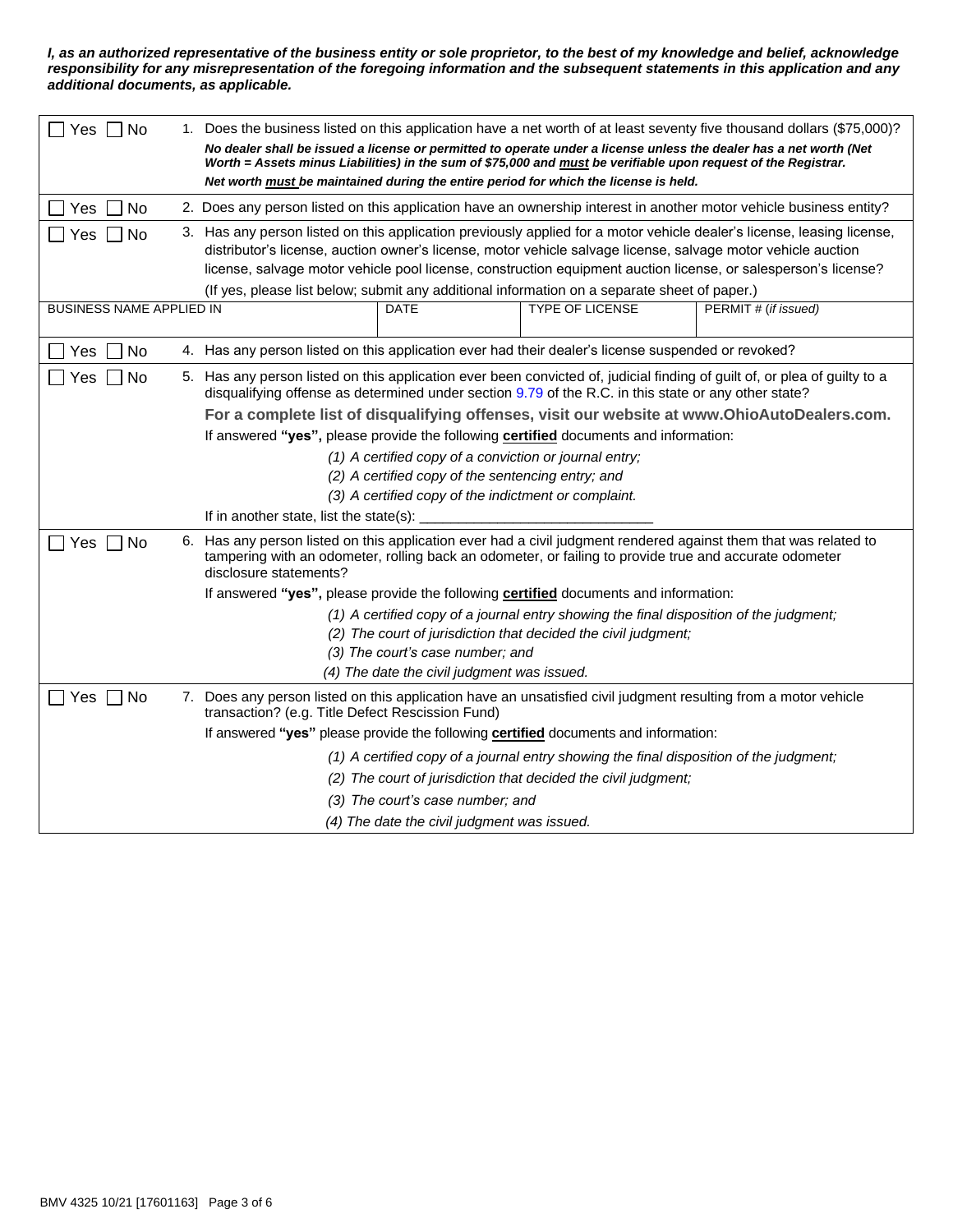***I, as an authorized representative of the business entity or sole proprietor, to the best of my knowledge and belief, acknowledge responsibility for any misrepresentation of the foregoing information and the subsequent statements in this application and any additional documents, as applicable.***

☐ Yes ☐ No — 1. Does the business listed on this application have a net worth of at least seventy five thousand dollars ($75,000)?

***No dealer shall be issued a license or permitted to operate under a license unless the dealer has a net worth (Net Worth = Assets minus Liabilities) in the sum of $75,000 and must be verifiable upon request of the Registrar.***

***Net worth must be maintained during the entire period for which the license is held.***

☐ Yes ☐ No — 2. Does any person listed on this application have an ownership interest in another motor vehicle business entity?

☐ Yes ☐ No — 3. Has any person listed on this application previously applied for a motor vehicle dealer's license, leasing license, distributor's license, auction owner's license, motor vehicle salvage license, salvage motor vehicle auction license, salvage motor vehicle pool license, construction equipment auction license, or salesperson's license?

(If yes, please list below; submit any additional information on a separate sheet of paper.)

| BUSINESS NAME APPLIED IN | DATE | TYPE OF LICENSE | PERMIT # (*if issued*) |
|---|---|---|---|
| | | | |

☐ Yes ☐ No — 4. Has any person listed on this application ever had their dealer's license suspended or revoked?

☐ Yes ☐ No — 5. Has any person listed on this application ever been convicted of, judicial finding of guilt of, or plea of guilty to a disqualifying offense as determined under section 9.79 of the R.C. in this state or any other state?

**For a complete list of disqualifying offenses, visit our website at www.OhioAutoDealers.com.**

If answered **"yes",** please provide the following **certified** documents and information:

*(1) A certified copy of a conviction or journal entry;*
*(2) A certified copy of the sentencing entry; and*
*(3) A certified copy of the indictment or complaint.*

If in another state, list the state(s): ______________________________

☐ Yes ☐ No — 6. Has any person listed on this application ever had a civil judgment rendered against them that was related to tampering with an odometer, rolling back an odometer, or failing to provide true and accurate odometer disclosure statements?

If answered **"yes",** please provide the following **certified** documents and information:

*(1) A certified copy of a journal entry showing the final disposition of the judgment;*
*(2) The court of jurisdiction that decided the civil judgment;*
*(3) The court's case number; and*
*(4) The date the civil judgment was issued.*

☐ Yes ☐ No — 7. Does any person listed on this application have an unsatisfied civil judgment resulting from a motor vehicle transaction? (e.g. Title Defect Rescission Fund)

If answered **"yes"** please provide the following **certified** documents and information:

*(1) A certified copy of a journal entry showing the final disposition of the judgment;*
*(2) The court of jurisdiction that decided the civil judgment;*
*(3) The court's case number; and*
*(4) The date the civil judgment was issued.*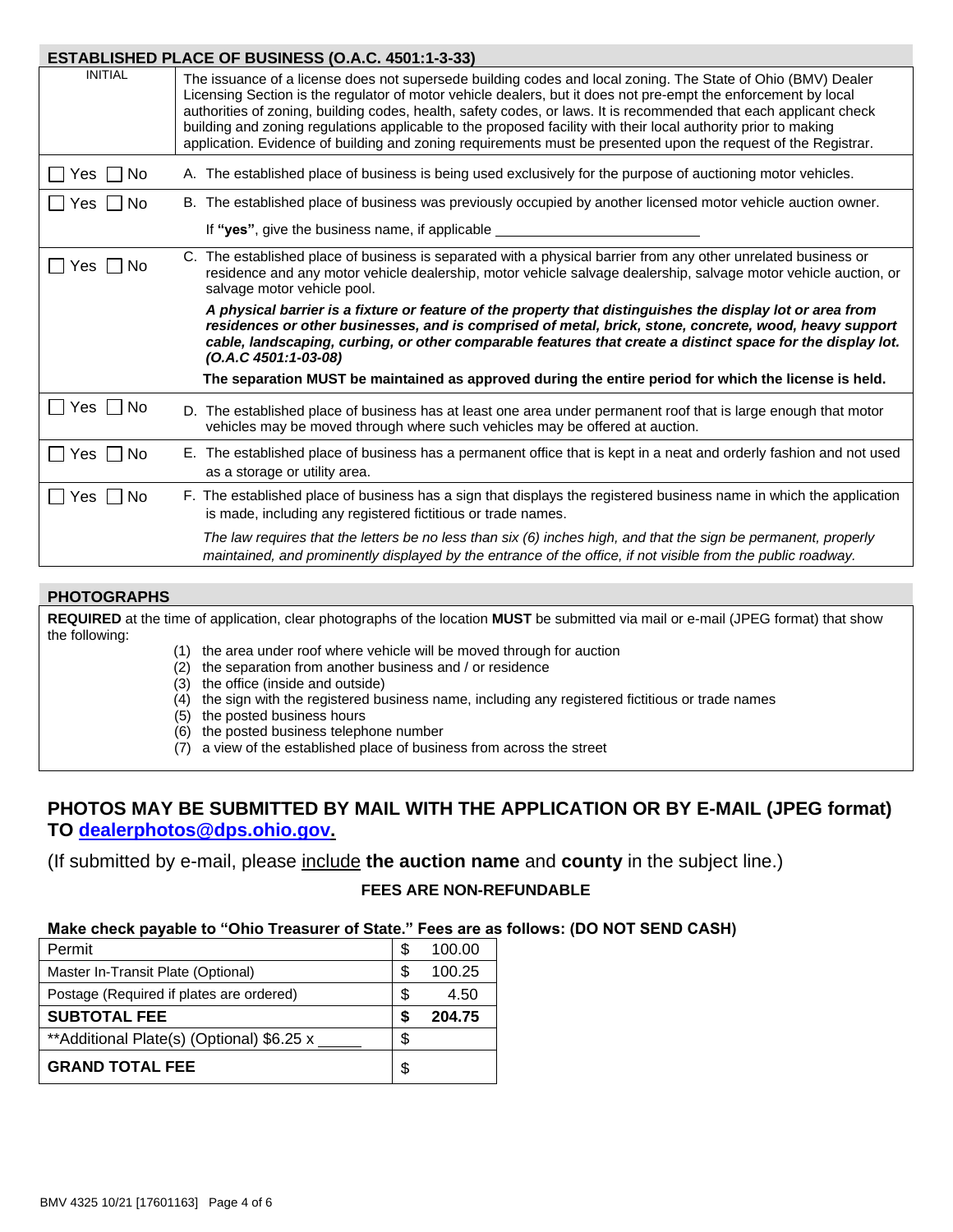## ESTABLISHED PLACE OF BUSINESS (O.A.C. 4501:1-3-33)

| INITIAL | |
|---|---|
| | The issuance of a license does not supersede building codes and local zoning. The State of Ohio (BMV) Dealer Licensing Section is the regulator of motor vehicle dealers, but it does not pre-empt the enforcement by local authorities of zoning, building codes, health, safety codes, or laws. It is recommended that each applicant check building and zoning regulations applicable to the proposed facility with their local authority prior to making application. Evidence of building and zoning requirements must be presented upon the request of the Registrar. |
| ☐ Yes ☐ No | A. The established place of business is being used exclusively for the purpose of auctioning motor vehicles. |
| ☐ Yes ☐ No | B. The established place of business was previously occupied by another licensed motor vehicle auction owner.<br>If **"yes"**, give the business name, if applicable \_\_\_\_\_\_\_\_\_\_\_\_\_\_\_\_\_\_\_\_\_\_\_\_\_\_ |
| ☐ Yes ☐ No | C. The established place of business is separated with a physical barrier from any other unrelated business or residence and any motor vehicle dealership, motor vehicle salvage dealership, salvage motor vehicle auction, or salvage motor vehicle pool.<br>***A physical barrier is a fixture or feature of the property that distinguishes the display lot or area from residences or other businesses, and is comprised of metal, brick, stone, concrete, wood, heavy support cable, landscaping, curbing, or other comparable features that create a distinct space for the display lot. (O.A.C 4501:1-03-08)***<br>**The separation MUST be maintained as approved during the entire period for which the license is held.** |
| ☐ Yes ☐ No | D. The established place of business has at least one area under permanent roof that is large enough that motor vehicles may be moved through where such vehicles may be offered at auction. |
| ☐ Yes ☐ No | E. The established place of business has a permanent office that is kept in a neat and orderly fashion and not used as a storage or utility area. |
| ☐ Yes ☐ No | F. The established place of business has a sign that displays the registered business name in which the application is made, including any registered fictitious or trade names.<br>*The law requires that the letters be no less than six (6) inches high, and that the sign be permanent, properly maintained, and prominently displayed by the entrance of the office, if not visible from the public roadway.* |

## PHOTOGRAPHS

**REQUIRED** at the time of application, clear photographs of the location **MUST** be submitted via mail or e-mail (JPEG format) that show the following:

(1) the area under roof where vehicle will be moved through for auction
(2) the separation from another business and / or residence
(3) the office (inside and outside)
(4) the sign with the registered business name, including any registered fictitious or trade names
(5) the posted business hours
(6) the posted business telephone number
(7) a view of the established place of business from across the street

## PHOTOS MAY BE SUBMITTED BY MAIL WITH THE APPLICATION OR BY E-MAIL (JPEG format) TO dealerphotos@dps.ohio.gov.

(If submitted by e-mail, please include **the auction name** and **county** in the subject line.)

**FEES ARE NON-REFUNDABLE**

**Make check payable to "Ohio Treasurer of State." Fees are as follows: (DO NOT SEND CASH)**

| | | |
|---|---|---|
| Permit | $ | 100.00 |
| Master In-Transit Plate (Optional) | $ | 100.25 |
| Postage (Required if plates are ordered) | $ | 4.50 |
| **SUBTOTAL FEE** | **$** | **204.75** |
| **Additional Plate(s) (Optional) $6.25 x \_\_\_\_\_ | $ | |
| **GRAND TOTAL FEE** | $ | |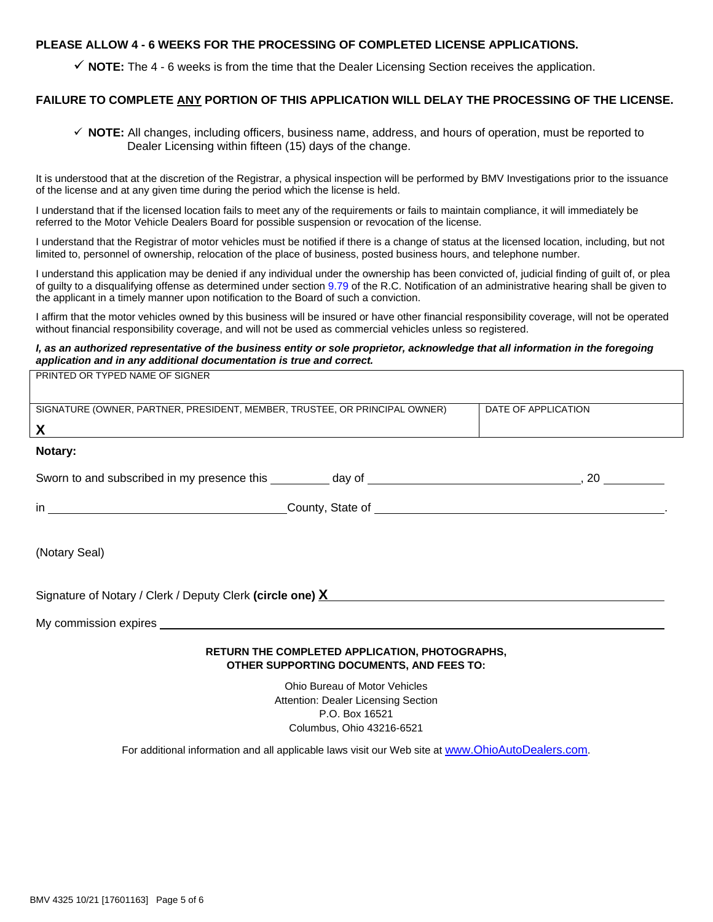**PLEASE ALLOW 4 - 6 WEEKS FOR THE PROCESSING OF COMPLETED LICENSE APPLICATIONS.**

- ✓ **NOTE:** The 4 - 6 weeks is from the time that the Dealer Licensing Section receives the application.

**FAILURE TO COMPLETE ANY PORTION OF THIS APPLICATION WILL DELAY THE PROCESSING OF THE LICENSE.**

- ✓ **NOTE:** All changes, including officers, business name, address, and hours of operation, must be reported to Dealer Licensing within fifteen (15) days of the change.

It is understood that at the discretion of the Registrar, a physical inspection will be performed by BMV Investigations prior to the issuance of the license and at any given time during the period which the license is held.

I understand that if the licensed location fails to meet any of the requirements or fails to maintain compliance, it will immediately be referred to the Motor Vehicle Dealers Board for possible suspension or revocation of the license.

I understand that the Registrar of motor vehicles must be notified if there is a change of status at the licensed location, including, but not limited to, personnel of ownership, relocation of the place of business, posted business hours, and telephone number.

I understand this application may be denied if any individual under the ownership has been convicted of, judicial finding of guilt of, or plea of guilty to a disqualifying offense as determined under section 9.79 of the R.C. Notification of an administrative hearing shall be given to the applicant in a timely manner upon notification to the Board of such a conviction.

I affirm that the motor vehicles owned by this business will be insured or have other financial responsibility coverage, will not be operated without financial responsibility coverage, and will not be used as commercial vehicles unless so registered.

***I, as an authorized representative of the business entity or sole proprietor, acknowledge that all information in the foregoing application and in any additional documentation is true and correct.***

| PRINTED OR TYPED NAME OF SIGNER | |
|---|---|
| SIGNATURE (OWNER, PARTNER, PRESIDENT, MEMBER, TRUSTEE, OR PRINCIPAL OWNER)<br>**X** | DATE OF APPLICATION |

**Notary:**

Sworn to and subscribed in my presence this __________ day of ________________________________, 20 __________

in ____________________________________County, State of ____________________________________________.

(Notary Seal)

Signature of Notary / Clerk / Deputy Clerk **(circle one) X** ____________________________________________

My commission expires ____________________________________________________________________

**RETURN THE COMPLETED APPLICATION, PHOTOGRAPHS, OTHER SUPPORTING DOCUMENTS, AND FEES TO:**

Ohio Bureau of Motor Vehicles
Attention: Dealer Licensing Section
P.O. Box 16521
Columbus, Ohio 43216-6521

For additional information and all applicable laws visit our Web site at www.OhioAutoDealers.com.

BMV 4325 10/21 [17601163]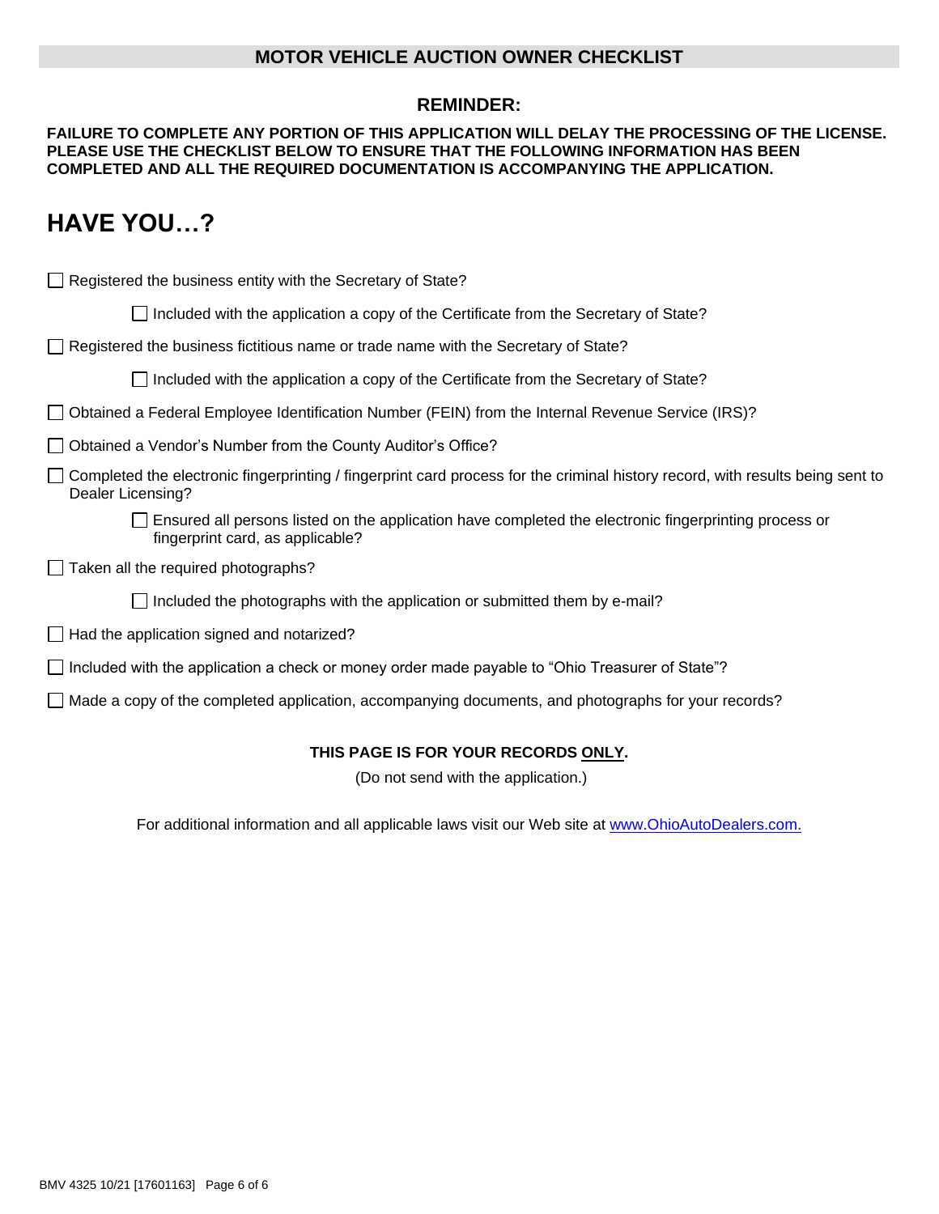## MOTOR VEHICLE AUCTION OWNER CHECKLIST

### REMINDER:

**FAILURE TO COMPLETE ANY PORTION OF THIS APPLICATION WILL DELAY THE PROCESSING OF THE LICENSE. PLEASE USE THE CHECKLIST BELOW TO ENSURE THAT THE FOLLOWING INFORMATION HAS BEEN COMPLETED AND ALL THE REQUIRED DOCUMENTATION IS ACCOMPANYING THE APPLICATION.**

# HAVE YOU…?

- ☐ Registered the business entity with the Secretary of State?
  - ☐ Included with the application a copy of the Certificate from the Secretary of State?
- ☐ Registered the business fictitious name or trade name with the Secretary of State?
  - ☐ Included with the application a copy of the Certificate from the Secretary of State?
- ☐ Obtained a Federal Employee Identification Number (FEIN) from the Internal Revenue Service (IRS)?
- ☐ Obtained a Vendor's Number from the County Auditor's Office?
- ☐ Completed the electronic fingerprinting / fingerprint card process for the criminal history record, with results being sent to Dealer Licensing?
  - ☐ Ensured all persons listed on the application have completed the electronic fingerprinting process or fingerprint card, as applicable?
- ☐ Taken all the required photographs?
  - ☐ Included the photographs with the application or submitted them by e-mail?
- ☐ Had the application signed and notarized?
- ☐ Included with the application a check or money order made payable to "Ohio Treasurer of State"?
- ☐ Made a copy of the completed application, accompanying documents, and photographs for your records?

**THIS PAGE IS FOR YOUR RECORDS ONLY.**

(Do not send with the application.)

For additional information and all applicable laws visit our Web site at www.OhioAutoDealers.com.

BMV 4325 10/21 [17601163]